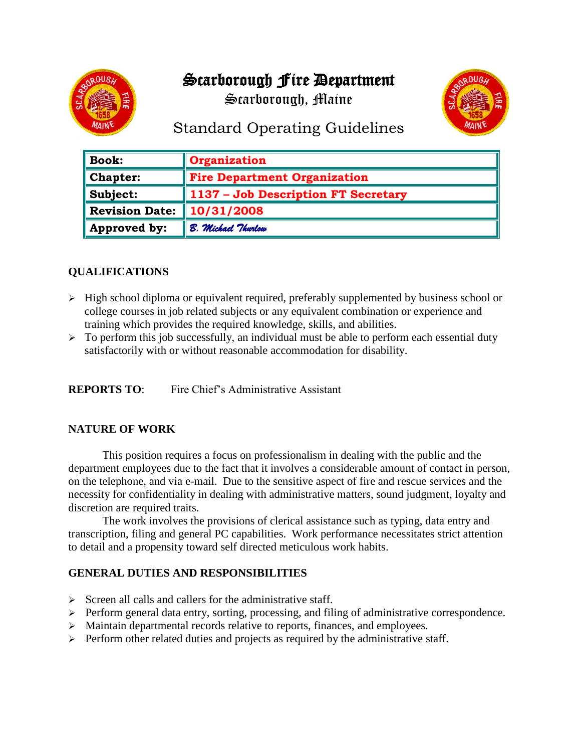# Scarborough Fire Department

Scarborough, Maine

## Standard Operating Guidelines

| Book: | Organization |
|---|---|
| Chapter: | Fire Department Organization |
| Subject: | 1137 – Job Description FT Secretary |
| Revision Date: | 10/31/2008 |
| Approved by: | *B. Michael Thurlow* |

### QUALIFICATIONS

- High school diploma or equivalent required, preferably supplemented by business school or college courses in job related subjects or any equivalent combination or experience and training which provides the required knowledge, skills, and abilities.
- To perform this job successfully, an individual must be able to perform each essential duty satisfactorily with or without reasonable accommodation for disability.

**REPORTS TO**: Fire Chief's Administrative Assistant

### NATURE OF WORK

This position requires a focus on professionalism in dealing with the public and the department employees due to the fact that it involves a considerable amount of contact in person, on the telephone, and via e-mail. Due to the sensitive aspect of fire and rescue services and the necessity for confidentiality in dealing with administrative matters, sound judgment, loyalty and discretion are required traits.

The work involves the provisions of clerical assistance such as typing, data entry and transcription, filing and general PC capabilities. Work performance necessitates strict attention to detail and a propensity toward self directed meticulous work habits.

### GENERAL DUTIES AND RESPONSIBILITIES

- Screen all calls and callers for the administrative staff.
- Perform general data entry, sorting, processing, and filing of administrative correspondence.
- Maintain departmental records relative to reports, finances, and employees.
- Perform other related duties and projects as required by the administrative staff.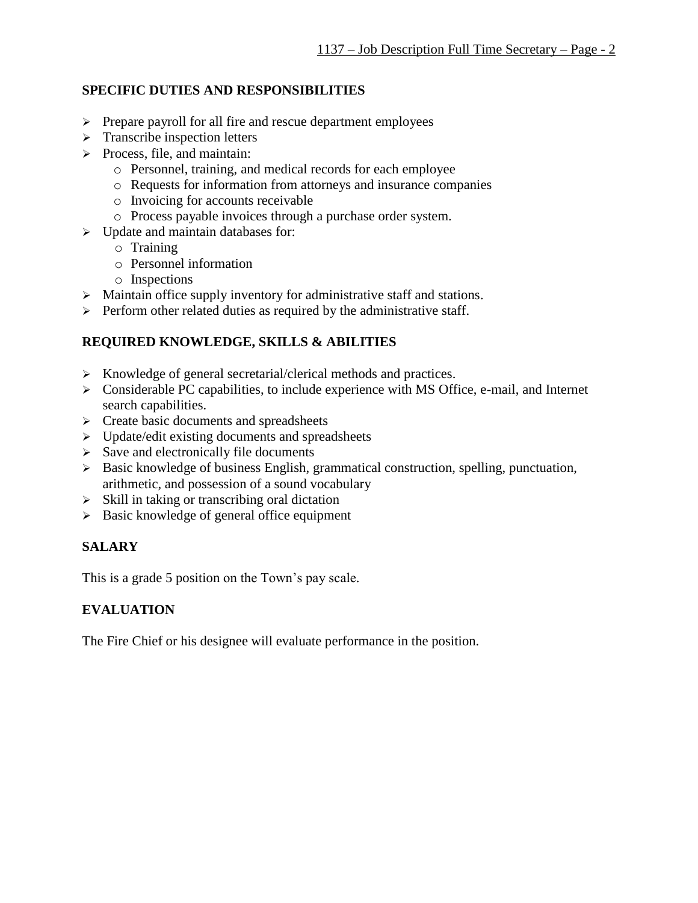## SPECIFIC DUTIES AND RESPONSIBILITIES

- Prepare payroll for all fire and rescue department employees
- Transcribe inspection letters
- Process, file, and maintain:
  - Personnel, training, and medical records for each employee
  - Requests for information from attorneys and insurance companies
  - Invoicing for accounts receivable
  - Process payable invoices through a purchase order system.
- Update and maintain databases for:
  - Training
  - Personnel information
  - Inspections
- Maintain office supply inventory for administrative staff and stations.
- Perform other related duties as required by the administrative staff.

## REQUIRED KNOWLEDGE, SKILLS & ABILITIES

- Knowledge of general secretarial/clerical methods and practices.
- Considerable PC capabilities, to include experience with MS Office, e-mail, and Internet search capabilities.
- Create basic documents and spreadsheets
- Update/edit existing documents and spreadsheets
- Save and electronically file documents
- Basic knowledge of business English, grammatical construction, spelling, punctuation, arithmetic, and possession of a sound vocabulary
- Skill in taking or transcribing oral dictation
- Basic knowledge of general office equipment

## SALARY

This is a grade 5 position on the Town's pay scale.

## EVALUATION

The Fire Chief or his designee will evaluate performance in the position.